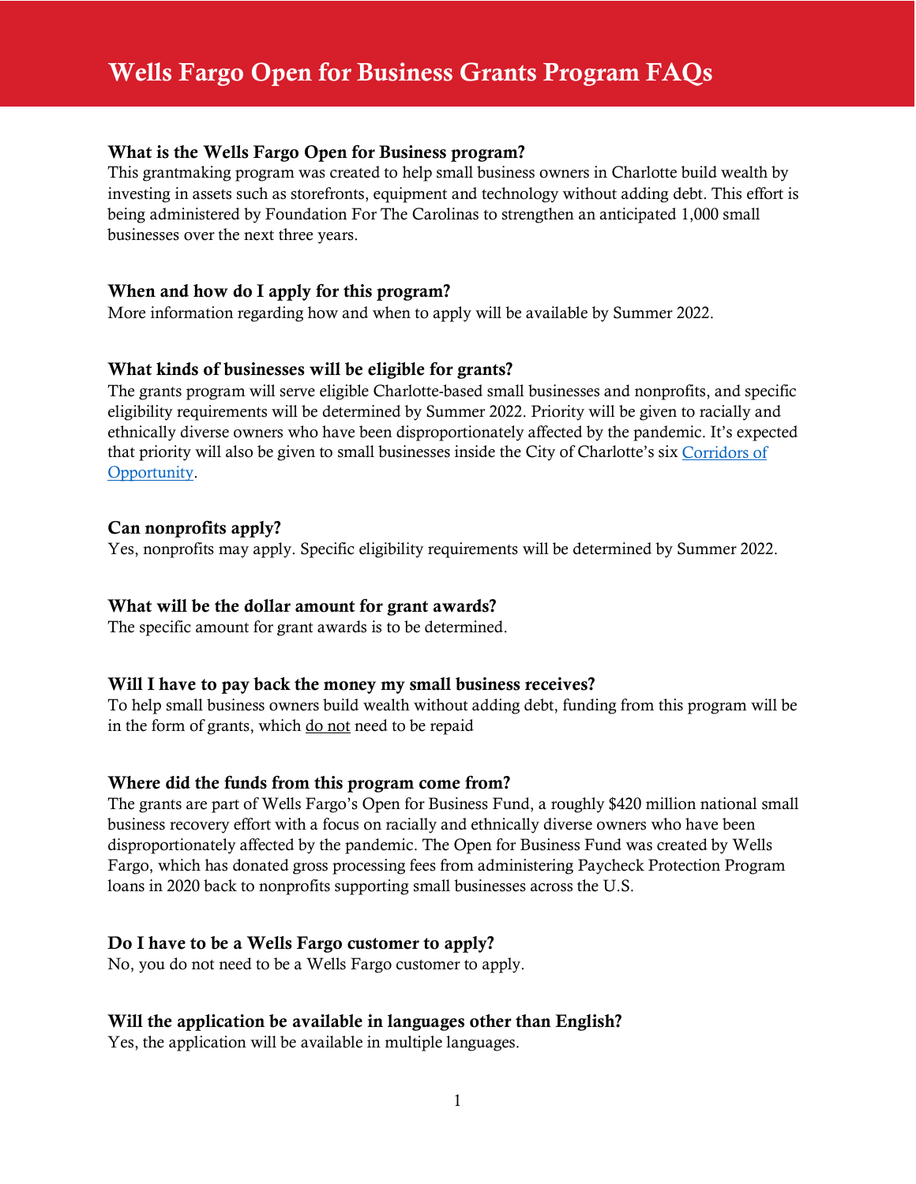# Wells Fargo Open for Business Grants Program FAQs

### What is the Wells Fargo Open for Business program?

This grantmaking program was created to help small business owners in Charlotte build wealth by investing in assets such as storefronts, equipment and technology without adding debt. This effort is being administered by Foundation For The Carolinas to strengthen an anticipated 1,000 small businesses over the next three years.

### When and how do I apply for this program?

More information regarding how and when to apply will be available by Summer 2022.

### What kinds of businesses will be eligible for grants?

The grants program will serve eligible Charlotte-based small businesses and nonprofits, and specific eligibility requirements will be determined by Summer 2022. Priority will be given to racially and ethnically diverse owners who have been disproportionately affected by the pandemic. It's expected that priority will also be given to small businesses inside the City of Charlotte's six Corridors of Opportunity.

### Can nonprofits apply?

Yes, nonprofits may apply. Specific eligibility requirements will be determined by Summer 2022.

### What will be the dollar amount for grant awards?

The specific amount for grant awards is to be determined.

### Will I have to pay back the money my small business receives?

To help small business owners build wealth without adding debt, funding from this program will be in the form of grants, which do not need to be repaid

### Where did the funds from this program come from?

The grants are part of Wells Fargo's Open for Business Fund, a roughly $420 million national small business recovery effort with a focus on racially and ethnically diverse owners who have been disproportionately affected by the pandemic. The Open for Business Fund was created by Wells Fargo, which has donated gross processing fees from administering Paycheck Protection Program loans in 2020 back to nonprofits supporting small businesses across the U.S.

### Do I have to be a Wells Fargo customer to apply?

No, you do not need to be a Wells Fargo customer to apply.

### Will the application be available in languages other than English?

Yes, the application will be available in multiple languages.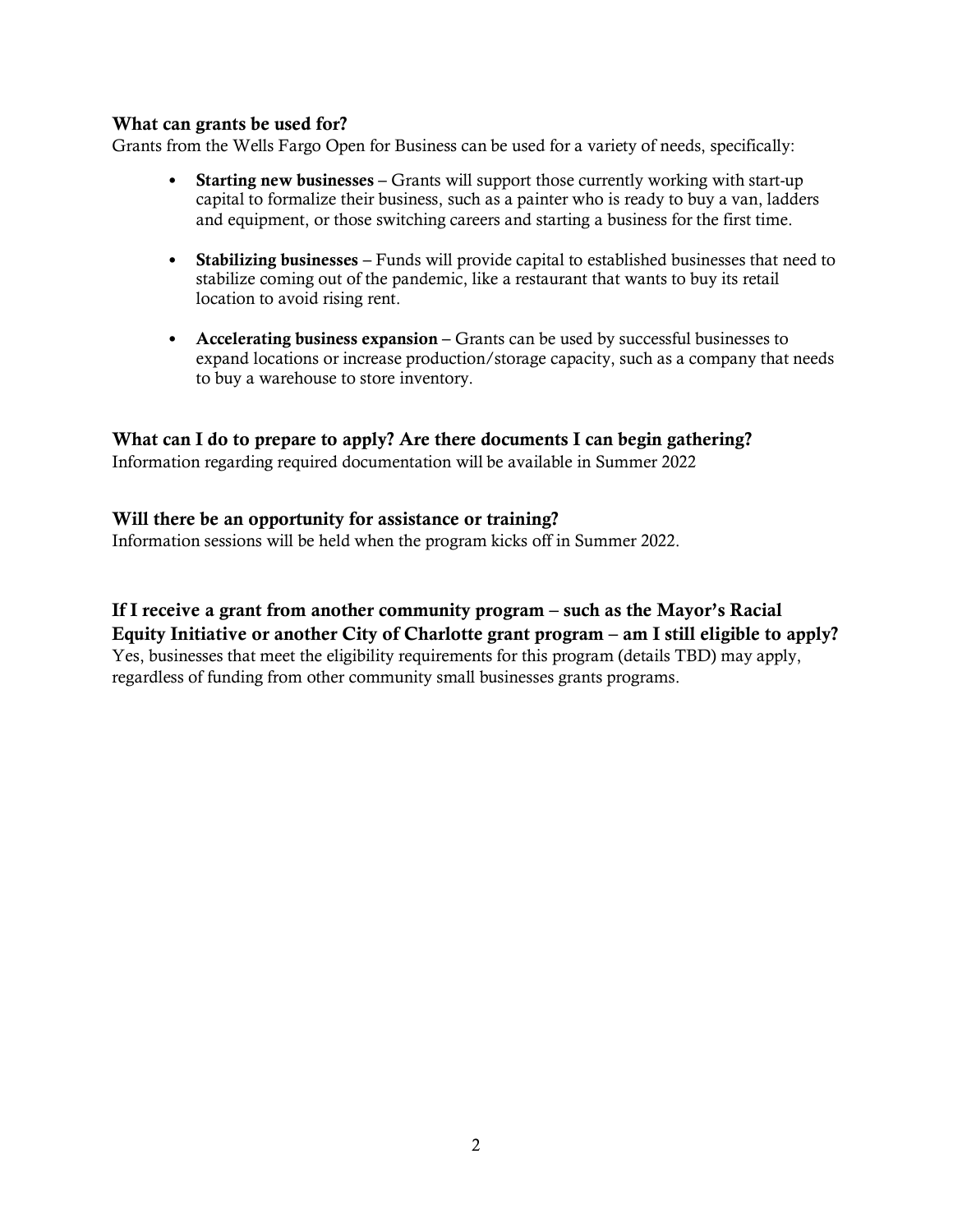### What can grants be used for?

Grants from the Wells Fargo Open for Business can be used for a variety of needs, specifically:

- **Starting new businesses** – Grants will support those currently working with start-up capital to formalize their business, such as a painter who is ready to buy a van, ladders and equipment, or those switching careers and starting a business for the first time.
- **Stabilizing businesses** – Funds will provide capital to established businesses that need to stabilize coming out of the pandemic, like a restaurant that wants to buy its retail location to avoid rising rent.
- **Accelerating business expansion** – Grants can be used by successful businesses to expand locations or increase production/storage capacity, such as a company that needs to buy a warehouse to store inventory.

### What can I do to prepare to apply? Are there documents I can begin gathering?

Information regarding required documentation will be available in Summer 2022

### Will there be an opportunity for assistance or training?

Information sessions will be held when the program kicks off in Summer 2022.

### If I receive a grant from another community program – such as the Mayor's Racial Equity Initiative or another City of Charlotte grant program – am I still eligible to apply?

Yes, businesses that meet the eligibility requirements for this program (details TBD) may apply, regardless of funding from other community small businesses grants programs.